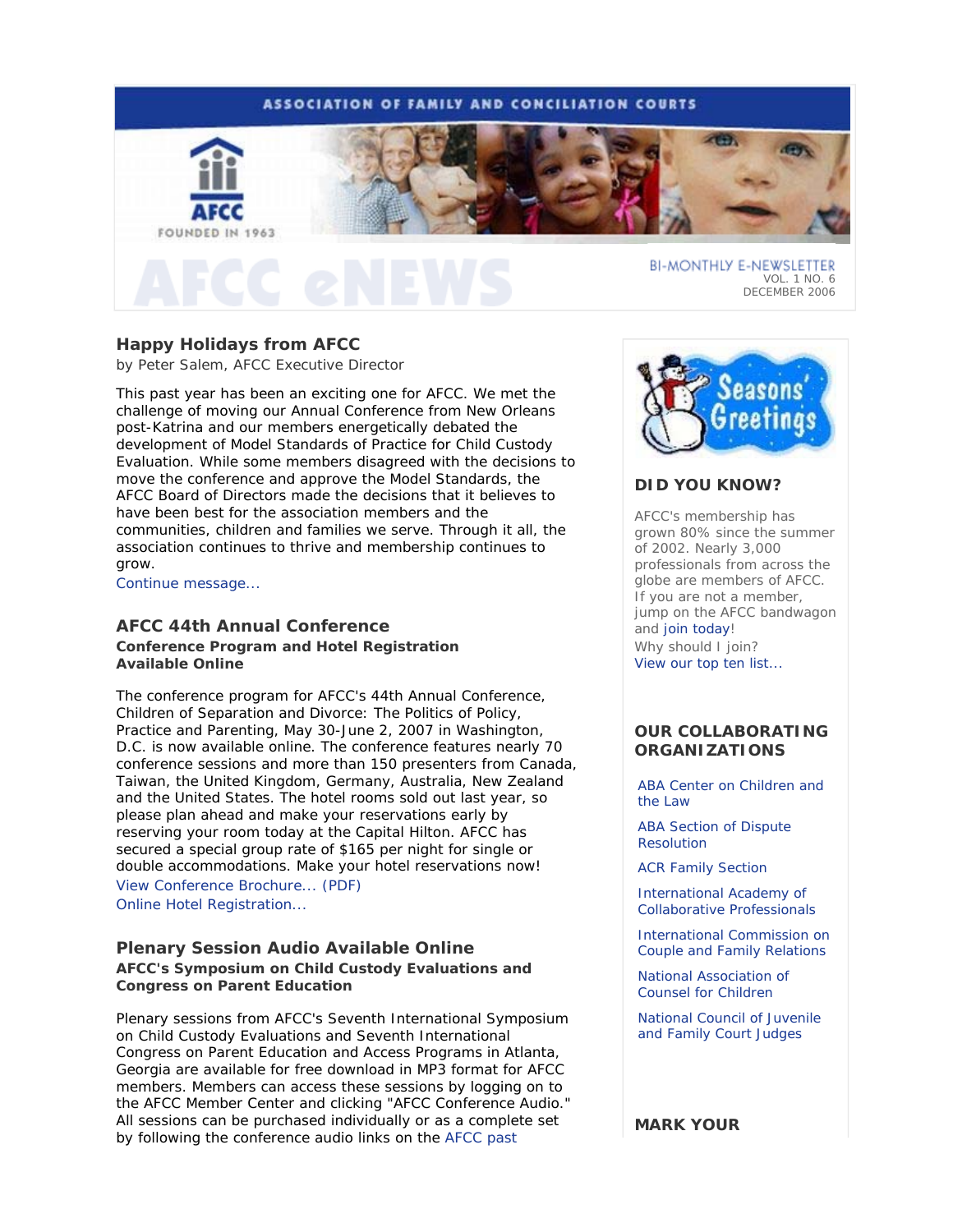ASSOCIATION OF FAMILY AND CONCILIATION COURTS

AFCC FOUNDED IN 1963

# AFCC eNEWS

BI-MONTHLY E-NEWSLETTER
VOL. 1 NO. 6
DECEMBER 2006

## Happy Holidays from AFCC

by Peter Salem, AFCC Executive Director

This past year has been an exciting one for AFCC. We met the challenge of moving our Annual Conference from New Orleans post-Katrina and our members energetically debated the development of Model Standards of Practice for Child Custody Evaluation. While some members disagreed with the decisions to move the conference and approve the Model Standards, the AFCC Board of Directors made the decisions that it believes to have been best for the association members and the communities, children and families we serve. Through it all, the association continues to thrive and membership continues to grow.

Continue message...

## AFCC 44th Annual Conference

**Conference Program and Hotel Registration Available Online**

The conference program for AFCC's 44th Annual Conference, Children of Separation and Divorce: The Politics of Policy, Practice and Parenting, May 30-June 2, 2007 in Washington, D.C. is now available online. The conference features nearly 70 conference sessions and more than 150 presenters from Canada, Taiwan, the United Kingdom, Germany, Australia, New Zealand and the United States. The hotel rooms sold out last year, so please plan ahead and make your reservations early by reserving your room today at the Capital Hilton. AFCC has secured a special group rate of $165 per night for single or double accommodations. Make your hotel reservations now!

View Conference Brochure... (PDF)
Online Hotel Registration...

## Plenary Session Audio Available Online

**AFCC's Symposium on Child Custody Evaluations and Congress on Parent Education**

Plenary sessions from AFCC's Seventh International Symposium on Child Custody Evaluations and Seventh International Congress on Parent Education and Access Programs in Atlanta, Georgia are available for free download in MP3 format for AFCC members. Members can access these sessions by logging on to the AFCC Member Center and clicking "AFCC Conference Audio." All sessions can be purchased individually or as a complete set by following the conference audio links on the AFCC past

Seasons' Greetings

### DID YOU KNOW?

AFCC's membership has grown 80% since the summer of 2002. Nearly 3,000 professionals from across the globe are members of AFCC. If you are not a member, jump on the AFCC bandwagon and join today!
Why should I join?
View our top ten list...

### OUR COLLABORATING ORGANIZATIONS

- ABA Center on Children and the Law
- ABA Section of Dispute Resolution
- ACR Family Section
- International Academy of Collaborative Professionals
- International Commission on Couple and Family Relations
- National Association of Counsel for Children
- National Council of Juvenile and Family Court Judges

### MARK YOUR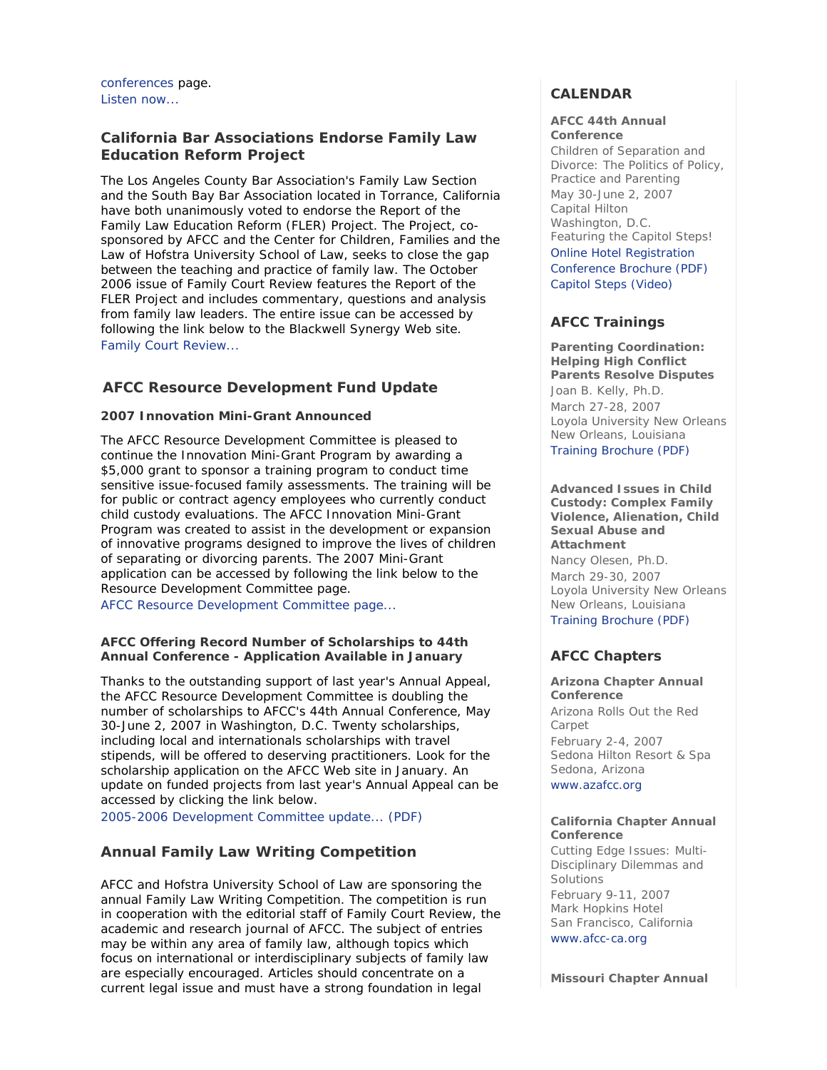conferences page.
Listen now...

## California Bar Associations Endorse Family Law Education Reform Project

The Los Angeles County Bar Association's Family Law Section and the South Bay Bar Association located in Torrance, California have both unanimously voted to endorse the Report of the Family Law Education Reform (FLER) Project. The Project, co-sponsored by AFCC and the Center for Children, Families and the Law of Hofstra University School of Law, seeks to close the gap between the teaching and practice of family law. The October 2006 issue of Family Court Review features the Report of the FLER Project and includes commentary, questions and analysis from family law leaders. The entire issue can be accessed by following the link below to the Blackwell Synergy Web site.
Family Court Review...

## AFCC Resource Development Fund Update

### 2007 Innovation Mini-Grant Announced

The AFCC Resource Development Committee is pleased to continue the Innovation Mini-Grant Program by awarding a $5,000 grant to sponsor a training program to conduct time sensitive issue-focused family assessments. The training will be for public or contract agency employees who currently conduct child custody evaluations. The AFCC Innovation Mini-Grant Program was created to assist in the development or expansion of innovative programs designed to improve the lives of children of separating or divorcing parents. The 2007 Mini-Grant application can be accessed by following the link below to the Resource Development Committee page.
AFCC Resource Development Committee page...

### AFCC Offering Record Number of Scholarships to 44th Annual Conference - Application Available in January

Thanks to the outstanding support of last year's Annual Appeal, the AFCC Resource Development Committee is doubling the number of scholarships to AFCC's 44th Annual Conference, May 30-June 2, 2007 in Washington, D.C. Twenty scholarships, including local and internationals scholarships with travel stipends, will be offered to deserving practitioners. Look for the scholarship application on the AFCC Web site in January. An update on funded projects from last year's Annual Appeal can be accessed by clicking the link below.
2005-2006 Development Committee update... (PDF)

## Annual Family Law Writing Competition

AFCC and Hofstra University School of Law are sponsoring the annual Family Law Writing Competition. The competition is run in cooperation with the editorial staff of Family Court Review, the academic and research journal of AFCC. The subject of entries may be within any area of family law, although topics which focus on international or interdisciplinary subjects of family law are especially encouraged. Articles should concentrate on a current legal issue and must have a strong foundation in legal

## CALENDAR

**AFCC 44th Annual Conference**
Children of Separation and Divorce: The Politics of Policy, Practice and Parenting
May 30-June 2, 2007
Capital Hilton
Washington, D.C.
Featuring the Capitol Steps!
Online Hotel Registration
Conference Brochure (PDF)
Capitol Steps (Video)

## AFCC Trainings

**Parenting Coordination: Helping High Conflict Parents Resolve Disputes**
Joan B. Kelly, Ph.D.
March 27-28, 2007
Loyola University New Orleans
New Orleans, Louisiana
Training Brochure (PDF)

**Advanced Issues in Child Custody: Complex Family Violence, Alienation, Child Sexual Abuse and Attachment**
Nancy Olesen, Ph.D.
March 29-30, 2007
Loyola University New Orleans
New Orleans, Louisiana
Training Brochure (PDF)

## AFCC Chapters

**Arizona Chapter Annual Conference**
Arizona Rolls Out the Red Carpet
February 2-4, 2007
Sedona Hilton Resort & Spa
Sedona, Arizona
www.azafcc.org

**California Chapter Annual Conference**
Cutting Edge Issues: Multi-Disciplinary Dilemmas and Solutions
February 9-11, 2007
Mark Hopkins Hotel
San Francisco, California
www.afcc-ca.org

**Missouri Chapter Annual**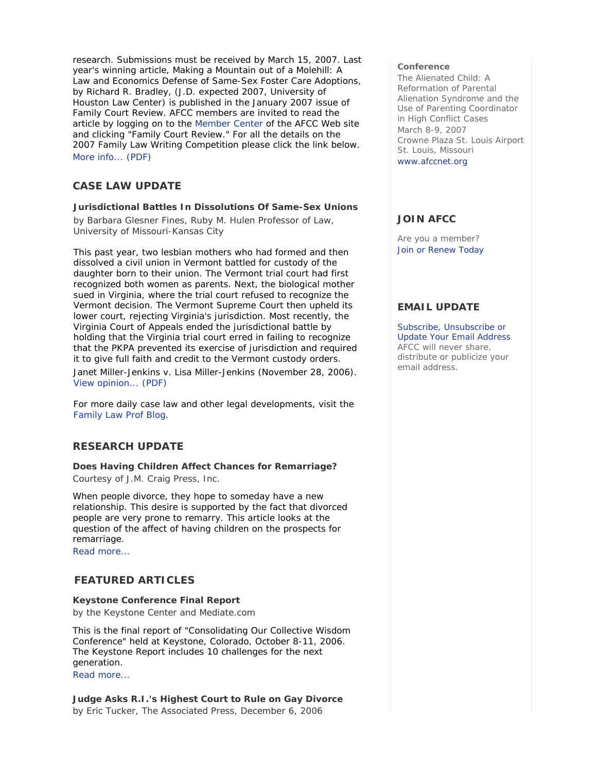research. Submissions must be received by March 15, 2007. Last year's winning article, Making a Mountain out of a Molehill: A Law and Economics Defense of Same-Sex Foster Care Adoptions, by Richard R. Bradley, (J.D. expected 2007, University of Houston Law Center) is published in the January 2007 issue of Family Court Review. AFCC members are invited to read the article by logging on to the Member Center of the AFCC Web site and clicking "Family Court Review." For all the details on the 2007 Family Law Writing Competition please click the link below.
More info... (PDF)

## CASE LAW UPDATE

**Jurisdictional Battles In Dissolutions Of Same-Sex Unions**
by Barbara Glesner Fines, Ruby M. Hulen Professor of Law, University of Missouri-Kansas City

This past year, two lesbian mothers who had formed and then dissolved a civil union in Vermont battled for custody of the daughter born to their union. The Vermont trial court had first recognized both women as parents. Next, the biological mother sued in Virginia, where the trial court refused to recognize the Vermont decision. The Vermont Supreme Court then upheld its lower court, rejecting Virginia's jurisdiction. Most recently, the Virginia Court of Appeals ended the jurisdictional battle by holding that the Virginia trial court erred in failing to recognize that the PKPA prevented its exercise of jurisdiction and required it to give full faith and credit to the Vermont custody orders.
Janet Miller-Jenkins v. Lisa Miller-Jenkins (November 28, 2006).
View opinion... (PDF)

For more daily case law and other legal developments, visit the Family Law Prof Blog.

## RESEARCH UPDATE

**Does Having Children Affect Chances for Remarriage?**
Courtesy of J.M. Craig Press, Inc.

When people divorce, they hope to someday have a new relationship. This desire is supported by the fact that divorced people are very prone to remarry. This article looks at the question of the affect of having children on the prospects for remarriage.
Read more...

## FEATURED ARTICLES

**Keystone Conference Final Report**
by the Keystone Center and Mediate.com

This is the final report of "Consolidating Our Collective Wisdom Conference" held at Keystone, Colorado, October 8-11, 2006. The Keystone Report includes 10 challenges for the next generation.
Read more...

**Judge Asks R.I.'s Highest Court to Rule on Gay Divorce**
by Eric Tucker, The Associated Press, December 6, 2006

**Conference**
The Alienated Child: A Reformation of Parental Alienation Syndrome and the Use of Parenting Coordinator in High Conflict Cases
March 8-9, 2007
Crowne Plaza St. Louis Airport
St. Louis, Missouri
www.afccnet.org

## JOIN AFCC

Are you a member?
Join or Renew Today

## EMAIL UPDATE

Subscribe, Unsubscribe or Update Your Email Address
AFCC will never share, distribute or publicize your email address.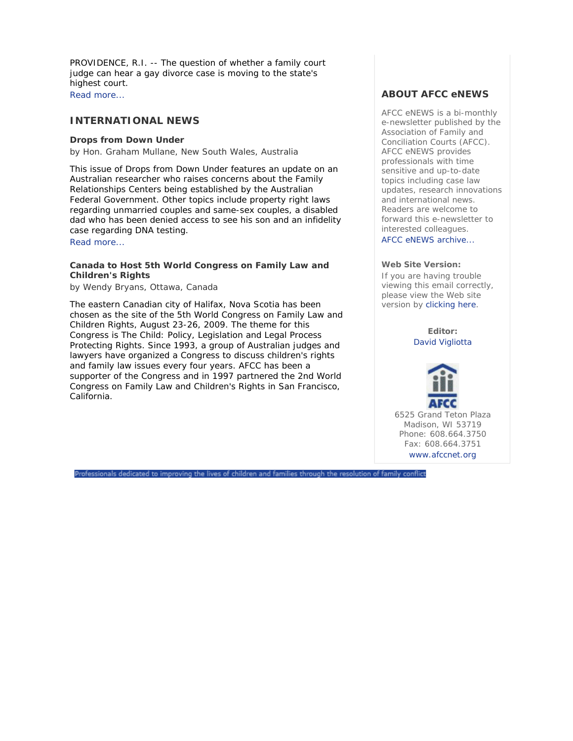PROVIDENCE, R.I. -- The question of whether a family court judge can hear a gay divorce case is moving to the state's highest court.
Read more...

## INTERNATIONAL NEWS

**Drops from Down Under**
by Hon. Graham Mullane, New South Wales, Australia

This issue of Drops from Down Under features an update on an Australian researcher who raises concerns about the Family Relationships Centers being established by the Australian Federal Government. Other topics include property right laws regarding unmarried couples and same-sex couples, a disabled dad who has been denied access to see his son and an infidelity case regarding DNA testing.
Read more...

**Canada to Host 5th World Congress on Family Law and Children's Rights**
by Wendy Bryans, Ottawa, Canada

The eastern Canadian city of Halifax, Nova Scotia has been chosen as the site of the 5th World Congress on Family Law and Children Rights, August 23-26, 2009. The theme for this Congress is The Child: Policy, Legislation and Legal Process Protecting Rights. Since 1993, a group of Australian judges and lawyers have organized a Congress to discuss children's rights and family law issues every four years. AFCC has been a supporter of the Congress and in 1997 partnered the 2nd World Congress on Family Law and Children's Rights in San Francisco, California.

## ABOUT AFCC eNEWS

AFCC eNEWS is a bi-monthly e-newsletter published by the Association of Family and Conciliation Courts (AFCC). AFCC eNEWS provides professionals with time sensitive and up-to-date topics including case law updates, research innovations and international news. Readers are welcome to forward this e-newsletter to interested colleagues.
AFCC eNEWS archive...

**Web Site Version:**
If you are having trouble viewing this email correctly, please view the Web site version by clicking here.

**Editor:**
David Vigliotta

AFCC
6525 Grand Teton Plaza
Madison, WI 53719
Phone: 608.664.3750
Fax: 608.664.3751
www.afccnet.org

Professionals dedicated to improving the lives of children and families through the resolution of family conflict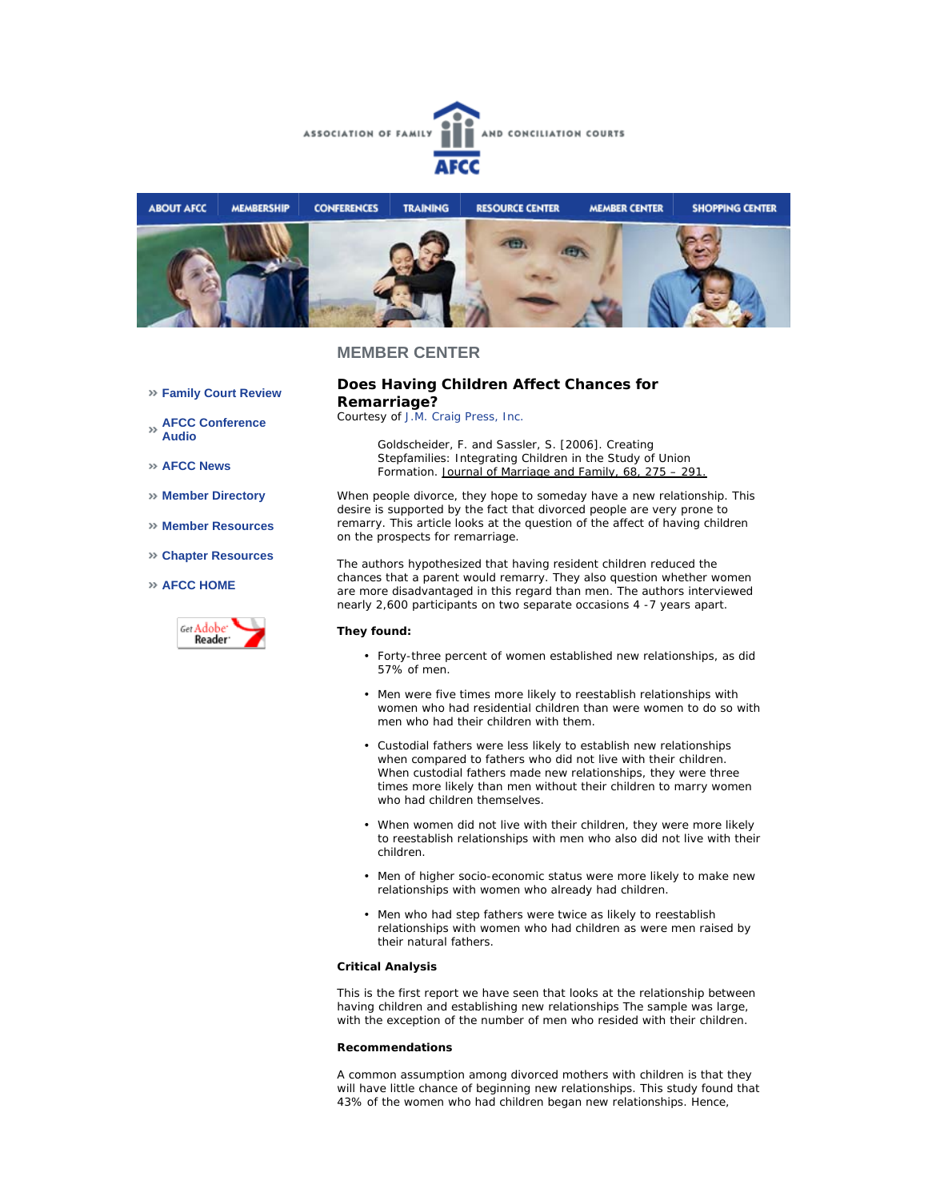ASSOCIATION OF FAMILY AND CONCILIATION COURTS

AFCC

ABOUT AFCC | MEMBERSHIP | CONFERENCES | TRAINING | RESOURCE CENTER | MEMBER CENTER | SHOPPING CENTER

» Family Court Review

» AFCC Conference Audio

» AFCC News

» Member Directory

» Member Resources

» Chapter Resources

» AFCC HOME

Get Adobe Reader

## MEMBER CENTER

### Does Having Children Affect Chances for Remarriage?

Courtesy of J.M. Craig Press, Inc.

> Goldscheider, F. and Sassler, S. [2006]. Creating Stepfamilies: Integrating Children in the Study of Union Formation. Journal of Marriage and Family, 68, 275 – 291.

When people divorce, they hope to someday have a new relationship. This desire is supported by the fact that divorced people are very prone to remarry. This article looks at the question of the affect of having children on the prospects for remarriage.

The authors hypothesized that having resident children reduced the chances that a parent would remarry. They also question whether women are more disadvantaged in this regard than men. The authors interviewed nearly 2,600 participants on two separate occasions 4 -7 years apart.

**They found:**

- Forty-three percent of women established new relationships, as did 57% of men.
- Men were five times more likely to reestablish relationships with women who had residential children than were women to do so with men who had their children with them.
- Custodial fathers were less likely to establish new relationships when compared to fathers who did not live with their children. When custodial fathers made new relationships, they were three times more likely than men without their children to marry women who had children themselves.
- When women did not live with their children, they were more likely to reestablish relationships with men who also did not live with their children.
- Men of higher socio-economic status were more likely to make new relationships with women who already had children.
- Men who had step fathers were twice as likely to reestablish relationships with women who had children as were men raised by their natural fathers.

**Critical Analysis**

This is the first report we have seen that looks at the relationship between having children and establishing new relationships The sample was large, with the exception of the number of men who resided with their children.

**Recommendations**

A common assumption among divorced mothers with children is that they will have little chance of beginning new relationships. This study found that 43% of the women who had children began new relationships. Hence,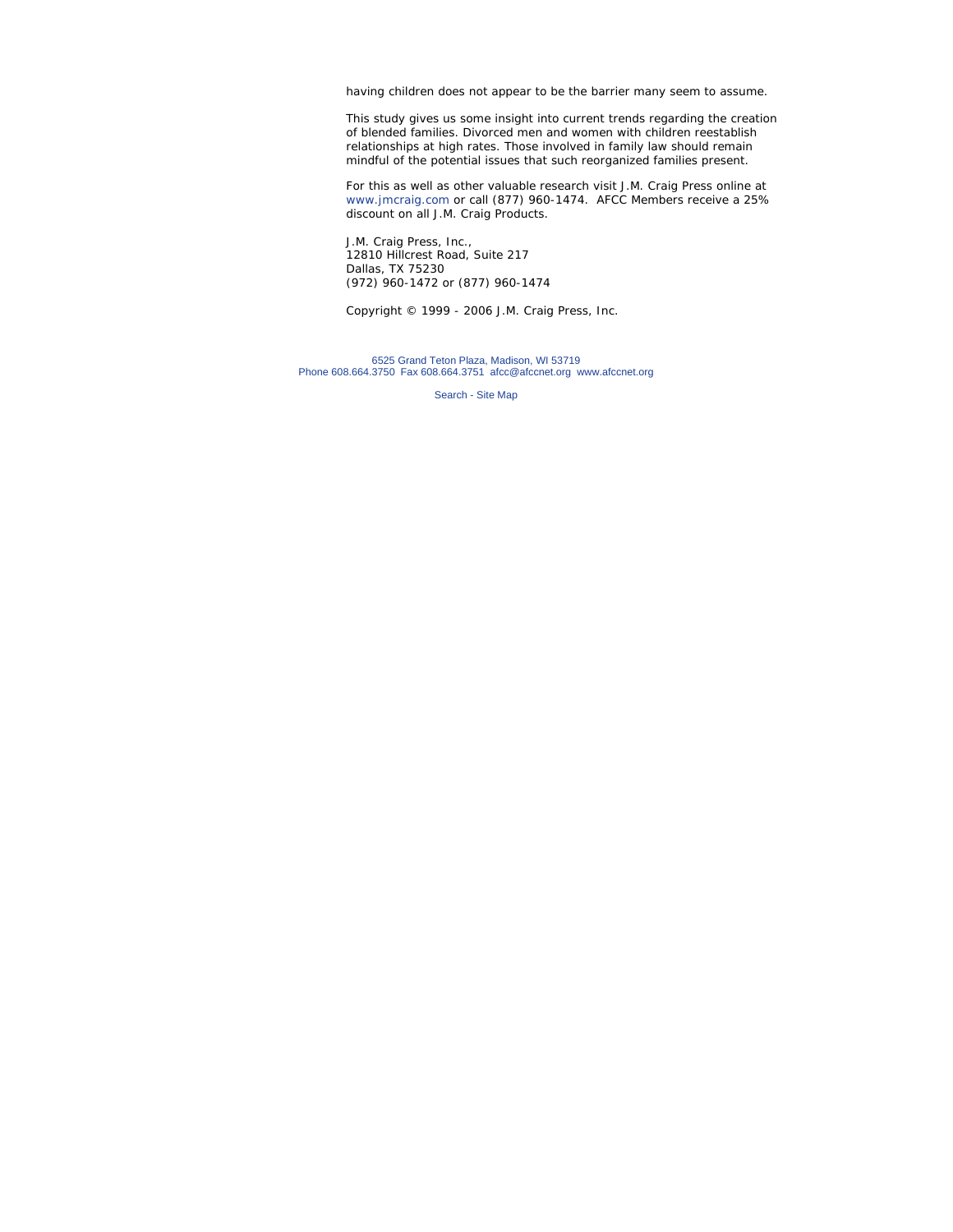having children does not appear to be the barrier many seem to assume.

This study gives us some insight into current trends regarding the creation of blended families. Divorced men and women with children reestablish relationships at high rates. Those involved in family law should remain mindful of the potential issues that such reorganized families present.

For this as well as other valuable research visit J.M. Craig Press online at www.jmcraig.com or call (877) 960-1474. AFCC Members receive a 25% discount on all J.M. Craig Products.

J.M. Craig Press, Inc.,
12810 Hillcrest Road, Suite 217
Dallas, TX 75230
(972) 960-1472 or (877) 960-1474

Copyright © 1999 - 2006 J.M. Craig Press, Inc.

6525 Grand Teton Plaza, Madison, WI 53719
Phone 608.664.3750 Fax 608.664.3751 afcc@afccnet.org www.afccnet.org

Search - Site Map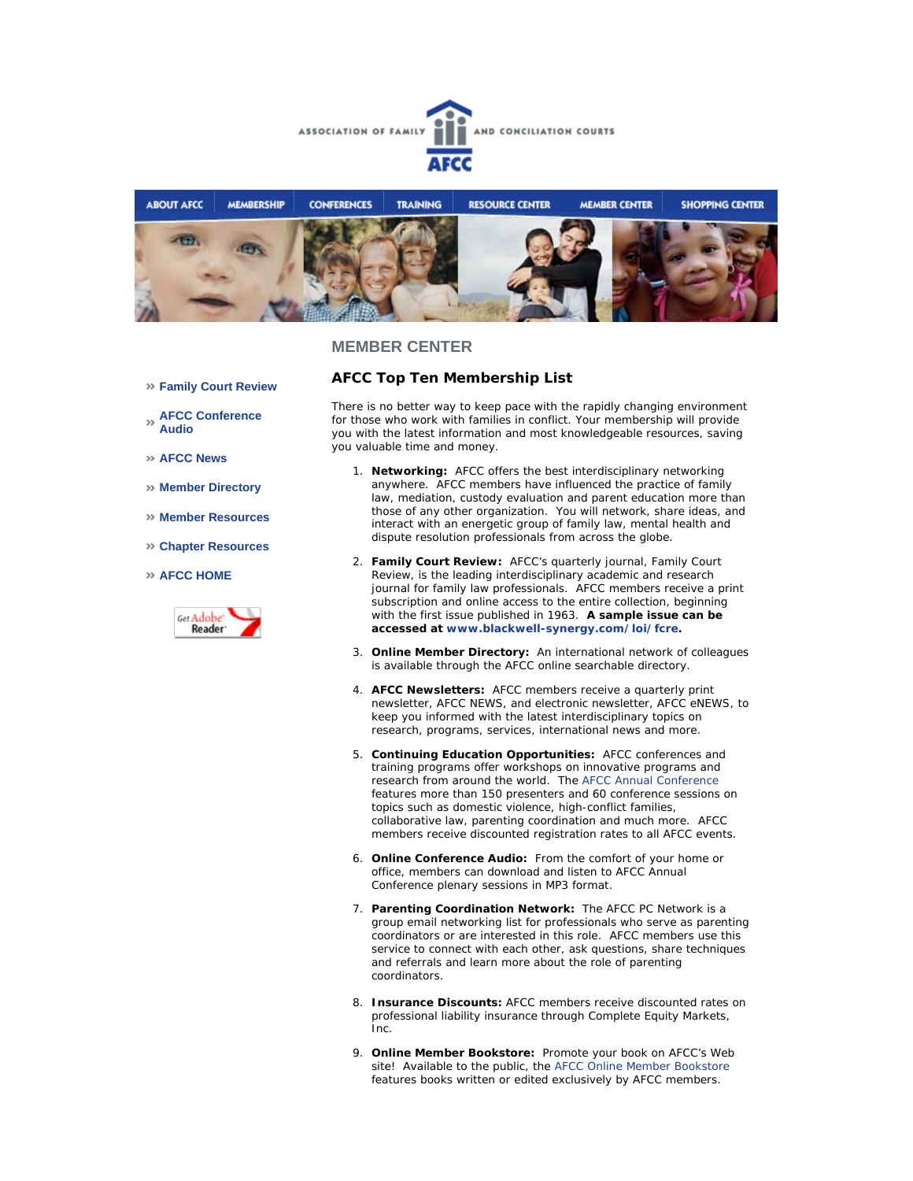ASSOCIATION OF FAMILY AND CONCILIATION COURTS

AFCC

ABOUT AFCC | MEMBERSHIP | CONFERENCES | TRAINING | RESOURCE CENTER | MEMBER CENTER | SHOPPING CENTER

## MEMBER CENTER

- » Family Court Review
- » AFCC Conference Audio
- » AFCC News
- » Member Directory
- » Member Resources
- » Chapter Resources
- » AFCC HOME

Get Adobe Reader

### AFCC Top Ten Membership List

There is no better way to keep pace with the rapidly changing environment for those who work with families in conflict. Your membership will provide you with the latest information and most knowledgeable resources, saving you valuable time and money.

1. **Networking:** AFCC offers the best interdisciplinary networking anywhere. AFCC members have influenced the practice of family law, mediation, custody evaluation and parent education more than those of any other organization. You will network, share ideas, and interact with an energetic group of family law, mental health and dispute resolution professionals from across the globe.
2. **Family Court Review:** AFCC's quarterly journal, Family Court Review, is the leading interdisciplinary academic and research journal for family law professionals. AFCC members receive a print subscription and online access to the entire collection, beginning with the first issue published in 1963. **A sample issue can be accessed at www.blackwell-synergy.com/loi/fcre.**
3. **Online Member Directory:** An international network of colleagues is available through the AFCC online searchable directory.
4. **AFCC Newsletters:** AFCC members receive a quarterly print newsletter, AFCC NEWS, and electronic newsletter, AFCC eNEWS, to keep you informed with the latest interdisciplinary topics on research, programs, services, international news and more.
5. **Continuing Education Opportunities:** AFCC conferences and training programs offer workshops on innovative programs and research from around the world. The AFCC Annual Conference features more than 150 presenters and 60 conference sessions on topics such as domestic violence, high-conflict families, collaborative law, parenting coordination and much more. AFCC members receive discounted registration rates to all AFCC events.
6. **Online Conference Audio:** From the comfort of your home or office, members can download and listen to AFCC Annual Conference plenary sessions in MP3 format.
7. **Parenting Coordination Network:** The AFCC PC Network is a group email networking list for professionals who serve as parenting coordinators or are interested in this role. AFCC members use this service to connect with each other, ask questions, share techniques and referrals and learn more about the role of parenting coordinators.
8. **Insurance Discounts:** AFCC members receive discounted rates on professional liability insurance through Complete Equity Markets, Inc.
9. **Online Member Bookstore:** Promote your book on AFCC's Web site! Available to the public, the AFCC Online Member Bookstore features books written or edited exclusively by AFCC members.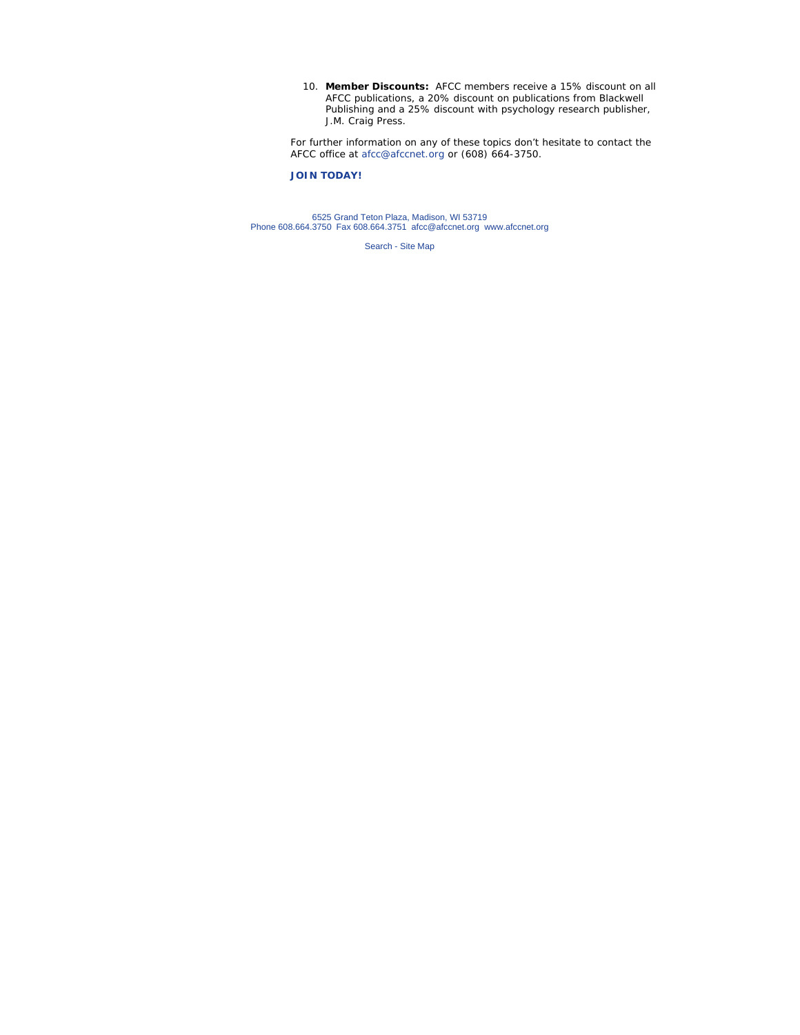10. **Member Discounts:** AFCC members receive a 15% discount on all AFCC publications, a 20% discount on publications from Blackwell Publishing and a 25% discount with psychology research publisher, J.M. Craig Press.

For further information on any of these topics don't hesitate to contact the AFCC office at afcc@afccnet.org or (608) 664-3750.

**JOIN TODAY!**

6525 Grand Teton Plaza, Madison, WI 53719
Phone 608.664.3750 Fax 608.664.3751 afcc@afccnet.org www.afccnet.org

Search - Site Map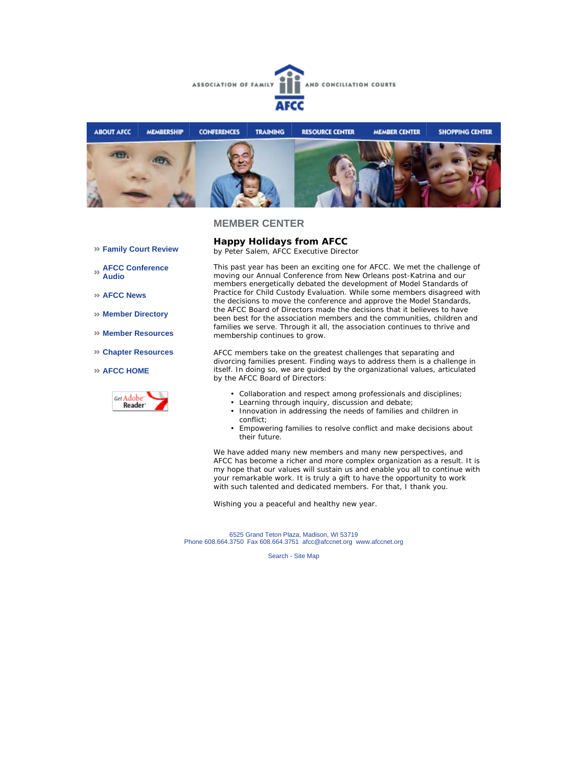ASSOCIATION OF FAMILY AND CONCILIATION COURTS

AFCC

ABOUT AFCC | MEMBERSHIP | CONFERENCES | TRAINING | RESOURCE CENTER | MEMBER CENTER | SHOPPING CENTER

## MEMBER CENTER

- » Family Court Review
- » AFCC Conference Audio
- » AFCC News
- » Member Directory
- » Member Resources
- » Chapter Resources
- » AFCC HOME

Get Adobe Reader

### Happy Holidays from AFCC

by Peter Salem, AFCC Executive Director

This past year has been an exciting one for AFCC. We met the challenge of moving our Annual Conference from New Orleans post-Katrina and our members energetically debated the development of Model Standards of Practice for Child Custody Evaluation. While some members disagreed with the decisions to move the conference and approve the Model Standards, the AFCC Board of Directors made the decisions that it believes to have been best for the association members and the communities, children and families we serve. Through it all, the association continues to thrive and membership continues to grow.

AFCC members take on the greatest challenges that separating and divorcing families present. Finding ways to address them is a challenge in itself. In doing so, we are guided by the organizational values, articulated by the AFCC Board of Directors:

- Collaboration and respect among professionals and disciplines;
- Learning through inquiry, discussion and debate;
- Innovation in addressing the needs of families and children in conflict;
- Empowering families to resolve conflict and make decisions about their future.

We have added many new members and many new perspectives, and AFCC has become a richer and more complex organization as a result. It is my hope that our values will sustain us and enable you all to continue with your remarkable work. It is truly a gift to have the opportunity to work with such talented and dedicated members. For that, I thank you.

Wishing you a peaceful and healthy new year.

6525 Grand Teton Plaza, Madison, WI 53719
Phone 608.664.3750 Fax 608.664.3751 afcc@afccnet.org www.afccnet.org

Search - Site Map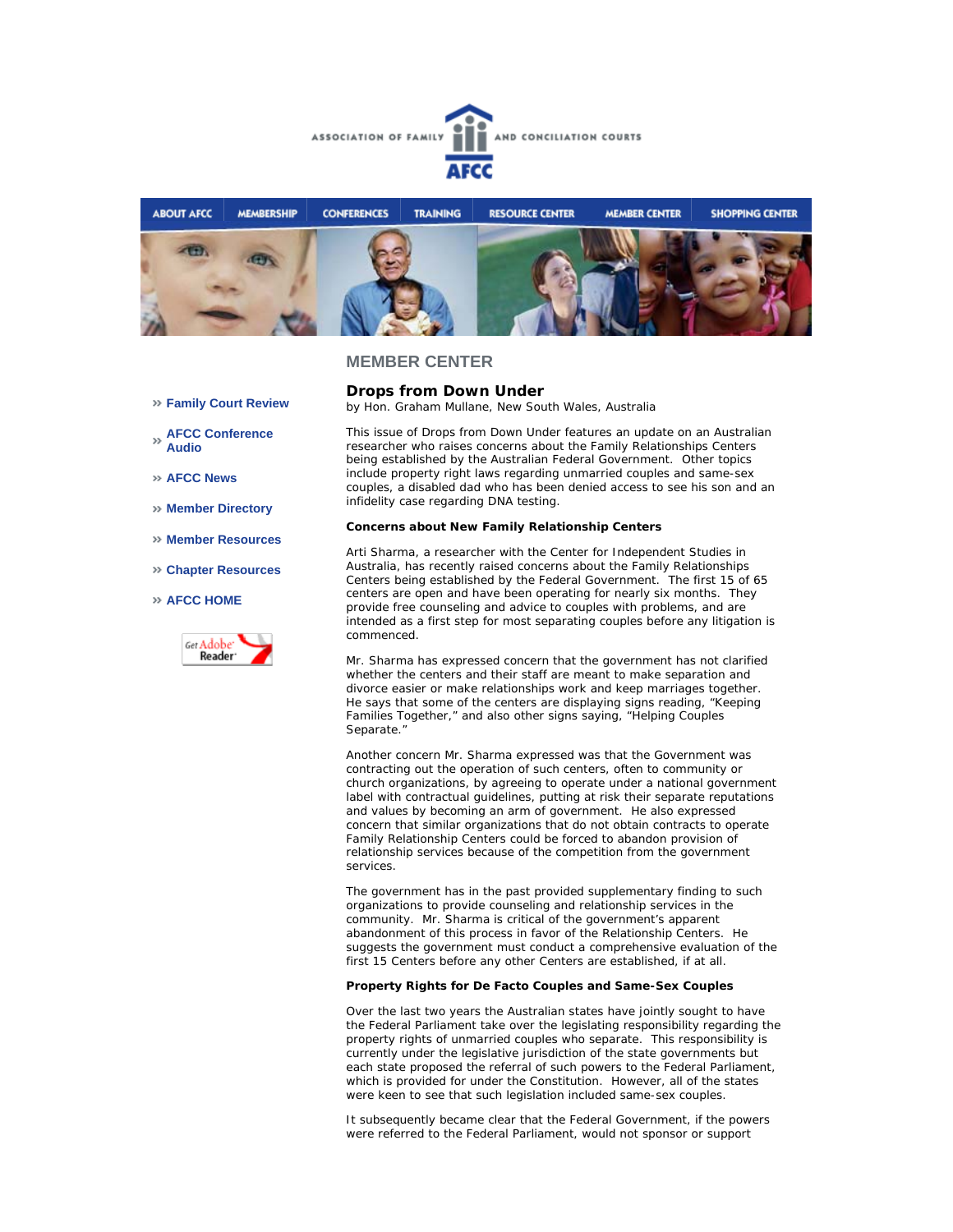ASSOCIATION OF FAMILY AND CONCILIATION COURTS

AFCC

ABOUT AFCC | MEMBERSHIP | CONFERENCES | TRAINING | RESOURCE CENTER | MEMBER CENTER | SHOPPING CENTER

- Family Court Review
- AFCC Conference Audio
- AFCC News
- Member Directory
- Member Resources
- Chapter Resources
- AFCC HOME

## MEMBER CENTER

### Drops from Down Under

by Hon. Graham Mullane, New South Wales, Australia

This issue of Drops from Down Under features an update on an Australian researcher who raises concerns about the Family Relationships Centers being established by the Australian Federal Government. Other topics include property right laws regarding unmarried couples and same-sex couples, a disabled dad who has been denied access to see his son and an infidelity case regarding DNA testing.

**Concerns about New Family Relationship Centers**

Arti Sharma, a researcher with the Center for Independent Studies in Australia, has recently raised concerns about the Family Relationships Centers being established by the Federal Government. The first 15 of 65 centers are open and have been operating for nearly six months. They provide free counseling and advice to couples with problems, and are intended as a first step for most separating couples before any litigation is commenced.

Mr. Sharma has expressed concern that the government has not clarified whether the centers and their staff are meant to make separation and divorce easier or make relationships work and keep marriages together. He says that some of the centers are displaying signs reading, "Keeping Families Together," and also other signs saying, "Helping Couples Separate."

Another concern Mr. Sharma expressed was that the Government was contracting out the operation of such centers, often to community or church organizations, by agreeing to operate under a national government label with contractual guidelines, putting at risk their separate reputations and values by becoming an arm of government. He also expressed concern that similar organizations that do not obtain contracts to operate Family Relationship Centers could be forced to abandon provision of relationship services because of the competition from the government services.

The government has in the past provided supplementary finding to such organizations to provide counseling and relationship services in the community. Mr. Sharma is critical of the government's apparent abandonment of this process in favor of the Relationship Centers. He suggests the government must conduct a comprehensive evaluation of the first 15 Centers before any other Centers are established, if at all.

**Property Rights for De Facto Couples and Same-Sex Couples**

Over the last two years the Australian states have jointly sought to have the Federal Parliament take over the legislating responsibility regarding the property rights of unmarried couples who separate. This responsibility is currently under the legislative jurisdiction of the state governments but each state proposed the referral of such powers to the Federal Parliament, which is provided for under the Constitution. However, all of the states were keen to see that such legislation included same-sex couples.

It subsequently became clear that the Federal Government, if the powers were referred to the Federal Parliament, would not sponsor or support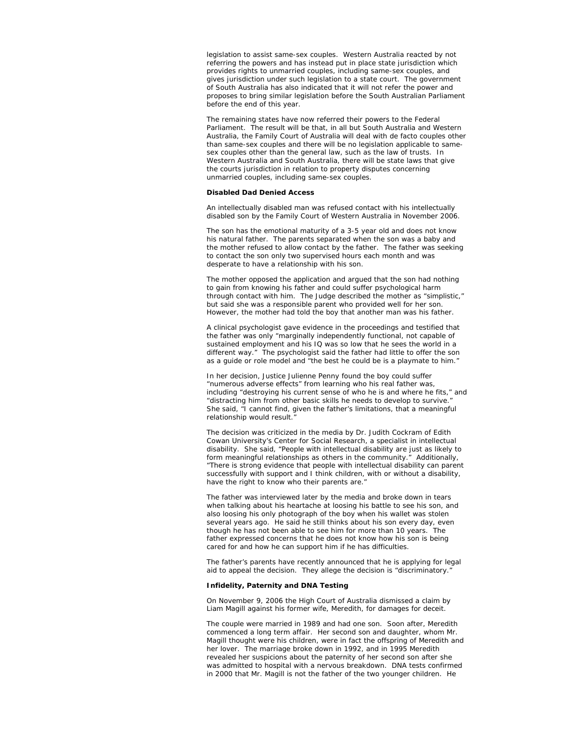legislation to assist same-sex couples. Western Australia reacted by not referring the powers and has instead put in place state jurisdiction which provides rights to unmarried couples, including same-sex couples, and gives jurisdiction under such legislation to a state court. The government of South Australia has also indicated that it will not refer the power and proposes to bring similar legislation before the South Australian Parliament before the end of this year.

The remaining states have now referred their powers to the Federal Parliament. The result will be that, in all but South Australia and Western Australia, the Family Court of Australia will deal with de facto couples other than same-sex couples and there will be no legislation applicable to same-sex couples other than the general law, such as the law of trusts. In Western Australia and South Australia, there will be state laws that give the courts jurisdiction in relation to property disputes concerning unmarried couples, including same-sex couples.

**Disabled Dad Denied Access**

An intellectually disabled man was refused contact with his intellectually disabled son by the Family Court of Western Australia in November 2006.

The son has the emotional maturity of a 3-5 year old and does not know his natural father. The parents separated when the son was a baby and the mother refused to allow contact by the father. The father was seeking to contact the son only two supervised hours each month and was desperate to have a relationship with his son.

The mother opposed the application and argued that the son had nothing to gain from knowing his father and could suffer psychological harm through contact with him. The Judge described the mother as "simplistic," but said she was a responsible parent who provided well for her son. However, the mother had told the boy that another man was his father.

A clinical psychologist gave evidence in the proceedings and testified that the father was only "marginally independently functional, not capable of sustained employment and his IQ was so low that he sees the world in a different way." The psychologist said the father had little to offer the son as a guide or role model and "the best he could be is a playmate to him."

In her decision, Justice Julienne Penny found the boy could suffer "numerous adverse effects" from learning who his real father was, including "destroying his current sense of who he is and where he fits," and "distracting him from other basic skills he needs to develop to survive." She said, "I cannot find, given the father's limitations, that a meaningful relationship would result."

The decision was criticized in the media by Dr. Judith Cockram of Edith Cowan University's Center for Social Research, a specialist in intellectual disability. She said, "People with intellectual disability are just as likely to form meaningful relationships as others in the community." Additionally, "There is strong evidence that people with intellectual disability can parent successfully with support and I think children, with or without a disability, have the right to know who their parents are."

The father was interviewed later by the media and broke down in tears when talking about his heartache at loosing his battle to see his son, and also loosing his only photograph of the boy when his wallet was stolen several years ago. He said he still thinks about his son every day, even though he has not been able to see him for more than 10 years. The father expressed concerns that he does not know how his son is being cared for and how he can support him if he has difficulties.

The father's parents have recently announced that he is applying for legal aid to appeal the decision. They allege the decision is "discriminatory."

**Infidelity, Paternity and DNA Testing**

On November 9, 2006 the High Court of Australia dismissed a claim by Liam Magill against his former wife, Meredith, for damages for deceit.

The couple were married in 1989 and had one son. Soon after, Meredith commenced a long term affair. Her second son and daughter, whom Mr. Magill thought were his children, were in fact the offspring of Meredith and her lover. The marriage broke down in 1992, and in 1995 Meredith revealed her suspicions about the paternity of her second son after she was admitted to hospital with a nervous breakdown. DNA tests confirmed in 2000 that Mr. Magill is not the father of the two younger children. He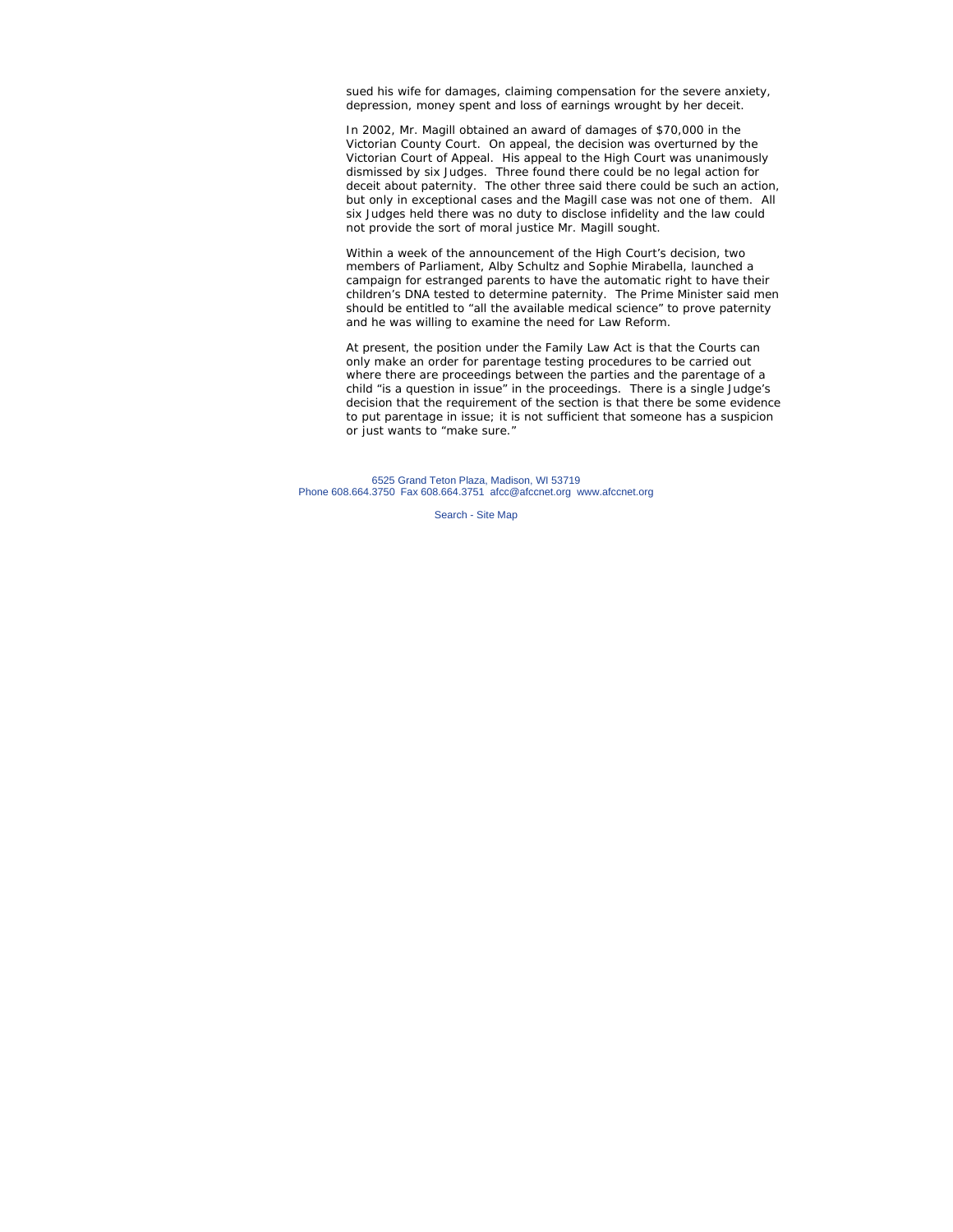sued his wife for damages, claiming compensation for the severe anxiety, depression, money spent and loss of earnings wrought by her deceit.

In 2002, Mr. Magill obtained an award of damages of $70,000 in the Victorian County Court. On appeal, the decision was overturned by the Victorian Court of Appeal. His appeal to the High Court was unanimously dismissed by six Judges. Three found there could be no legal action for deceit about paternity. The other three said there could be such an action, but only in exceptional cases and the Magill case was not one of them. All six Judges held there was no duty to disclose infidelity and the law could not provide the sort of moral justice Mr. Magill sought.

Within a week of the announcement of the High Court's decision, two members of Parliament, Alby Schultz and Sophie Mirabella, launched a campaign for estranged parents to have the automatic right to have their children's DNA tested to determine paternity. The Prime Minister said men should be entitled to "all the available medical science" to prove paternity and he was willing to examine the need for Law Reform.

At present, the position under the Family Law Act is that the Courts can only make an order for parentage testing procedures to be carried out where there are proceedings between the parties and the parentage of a child "is a question in issue" in the proceedings. There is a single Judge's decision that the requirement of the section is that there be some evidence to put parentage in issue; it is not sufficient that someone has a suspicion or just wants to "make sure."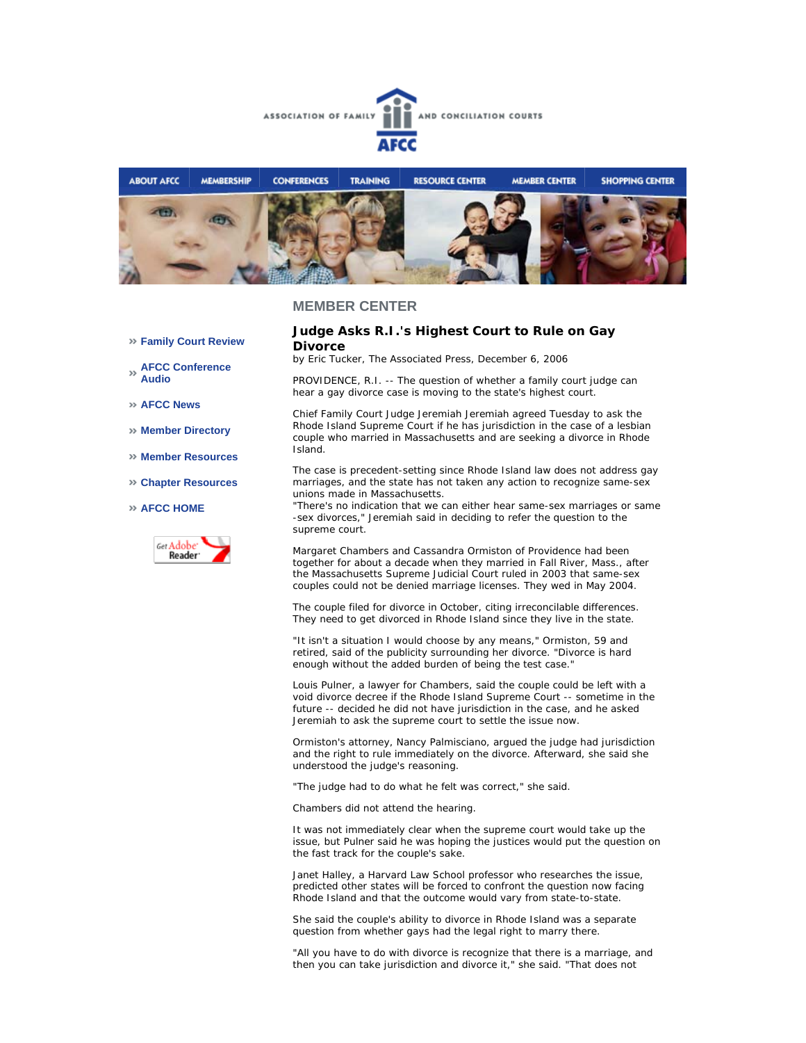ASSOCIATION OF FAMILY AND CONCILIATION COURTS

AFCC

ABOUT AFCC | MEMBERSHIP | CONFERENCES | TRAINING | RESOURCE CENTER | MEMBER CENTER | SHOPPING CENTER

## MEMBER CENTER

- » Family Court Review
- » AFCC Conference Audio
- » AFCC News
- » Member Directory
- » Member Resources
- » Chapter Resources
- » AFCC HOME

Get Adobe Reader

### Judge Asks R.I.'s Highest Court to Rule on Gay Divorce

by Eric Tucker, The Associated Press, December 6, 2006

PROVIDENCE, R.I. -- The question of whether a family court judge can hear a gay divorce case is moving to the state's highest court.

Chief Family Court Judge Jeremiah Jeremiah agreed Tuesday to ask the Rhode Island Supreme Court if he has jurisdiction in the case of a lesbian couple who married in Massachusetts and are seeking a divorce in Rhode Island.

The case is precedent-setting since Rhode Island law does not address gay marriages, and the state has not taken any action to recognize same-sex unions made in Massachusetts.
"There's no indication that we can either hear same-sex marriages or same-sex divorces," Jeremiah said in deciding to refer the question to the supreme court.

Margaret Chambers and Cassandra Ormiston of Providence had been together for about a decade when they married in Fall River, Mass., after the Massachusetts Supreme Judicial Court ruled in 2003 that same-sex couples could not be denied marriage licenses. They wed in May 2004.

The couple filed for divorce in October, citing irreconcilable differences. They need to get divorced in Rhode Island since they live in the state.

"It isn't a situation I would choose by any means," Ormiston, 59 and retired, said of the publicity surrounding her divorce. "Divorce is hard enough without the added burden of being the test case."

Louis Pulner, a lawyer for Chambers, said the couple could be left with a void divorce decree if the Rhode Island Supreme Court -- sometime in the future -- decided he did not have jurisdiction in the case, and he asked Jeremiah to ask the supreme court to settle the issue now.

Ormiston's attorney, Nancy Palmisciano, argued the judge had jurisdiction and the right to rule immediately on the divorce. Afterward, she said she understood the judge's reasoning.

"The judge had to do what he felt was correct," she said.

Chambers did not attend the hearing.

It was not immediately clear when the supreme court would take up the issue, but Pulner said he was hoping the justices would put the question on the fast track for the couple's sake.

Janet Halley, a Harvard Law School professor who researches the issue, predicted other states will be forced to confront the question now facing Rhode Island and that the outcome would vary from state-to-state.

She said the couple's ability to divorce in Rhode Island was a separate question from whether gays had the legal right to marry there.

"All you have to do with divorce is recognize that there is a marriage, and then you can take jurisdiction and divorce it," she said. "That does not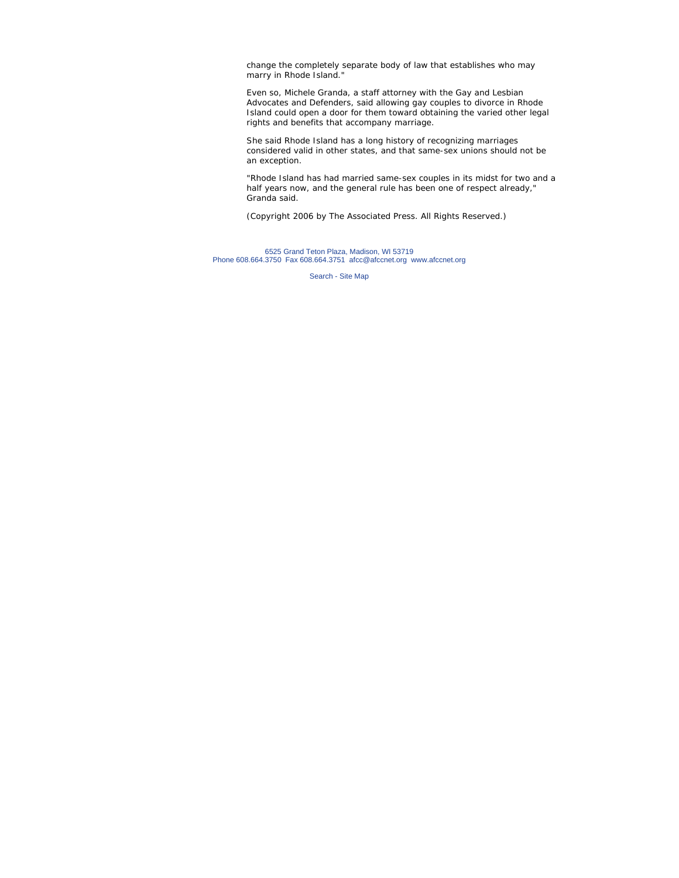change the completely separate body of law that establishes who may marry in Rhode Island."

Even so, Michele Granda, a staff attorney with the Gay and Lesbian Advocates and Defenders, said allowing gay couples to divorce in Rhode Island could open a door for them toward obtaining the varied other legal rights and benefits that accompany marriage.

She said Rhode Island has a long history of recognizing marriages considered valid in other states, and that same-sex unions should not be an exception.

"Rhode Island has had married same-sex couples in its midst for two and a half years now, and the general rule has been one of respect already," Granda said.

(Copyright 2006 by The Associated Press. All Rights Reserved.)

6525 Grand Teton Plaza, Madison, WI 53719
Phone 608.664.3750 Fax 608.664.3751 afcc@afccnet.org www.afccnet.org

Search - Site Map